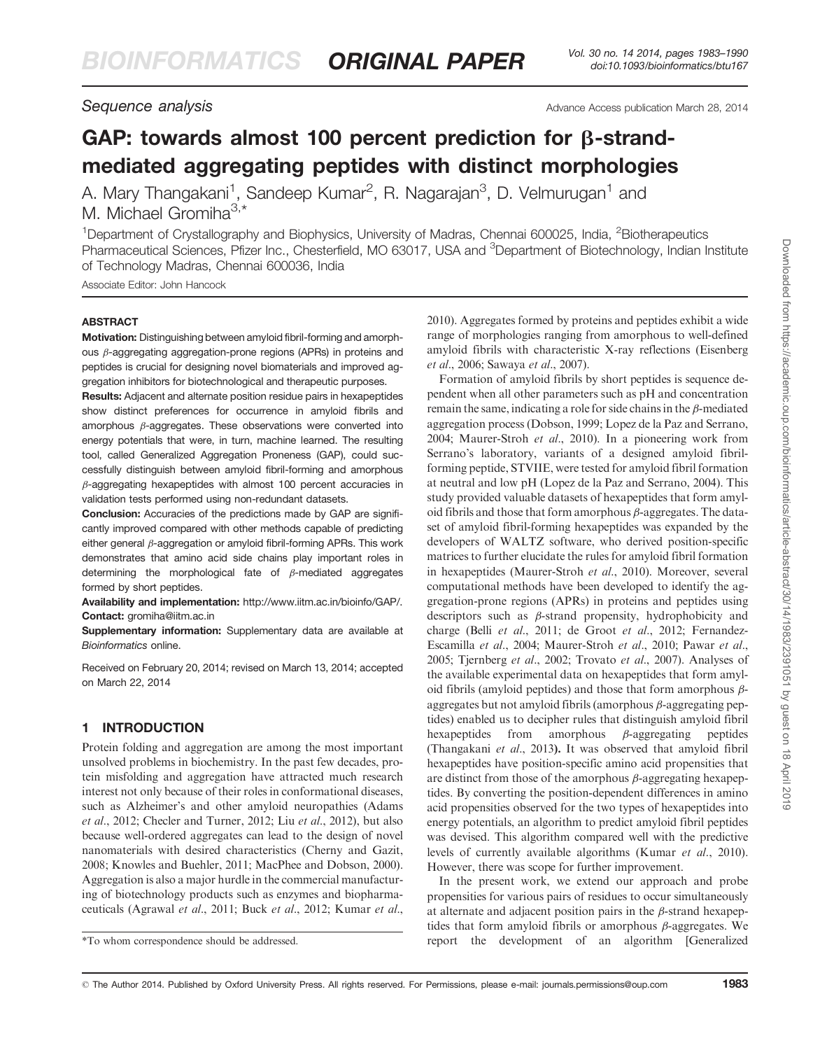*Sequence analysis*

# GAP: towards almost 100 percent prediction for β-strand-mediated aggregating peptides with distinct morphologies

A. Mary Thangakani[1], Sandeep Kumar[2], R. Nagarajan[3], D. Velmurugan[1] and M. Michael Gromiha[3,*]

[1]Department of Crystallography and Biophysics, University of Madras, Chennai 600025, India, [2]Biotherapeutics Pharmaceutical Sciences, Pfizer Inc., Chesterfield, MO 63017, USA and [3]Department of Biotechnology, Indian Institute of Technology Madras, Chennai 600036, India

Associate Editor: John Hancock

## ABSTRACT

**Motivation:** Distinguishing between amyloid fibril-forming and amorphous β-aggregating aggregation-prone regions (APRs) in proteins and peptides is crucial for designing novel biomaterials and improved aggregation inhibitors for biotechnological and therapeutic purposes.

**Results:** Adjacent and alternate position residue pairs in hexapeptides show distinct preferences for occurrence in amyloid fibrils and amorphous β-aggregates. These observations were converted into energy potentials that were, in turn, machine learned. The resulting tool, called Generalized Aggregation Proneness (GAP), could successfully distinguish between amyloid fibril-forming and amorphous β-aggregating hexapeptides with almost 100 percent accuracies in validation tests performed using non-redundant datasets.

**Conclusion:** Accuracies of the predictions made by GAP are significantly improved compared with other methods capable of predicting either general β-aggregation or amyloid fibril-forming APRs. This work demonstrates that amino acid side chains play important roles in determining the morphological fate of β-mediated aggregates formed by short peptides.

**Availability and implementation:** http://www.iitm.ac.in/bioinfo/GAP/.

**Contact:** gromiha@iitm.ac.in

**Supplementary information:** Supplementary data are available at *Bioinformatics* online.

Received on February 20, 2014; revised on March 13, 2014; accepted on March 22, 2014

## 1 INTRODUCTION

Protein folding and aggregation are among the most important unsolved problems in biochemistry. In the past few decades, protein misfolding and aggregation have attracted much research interest not only because of their roles in conformational diseases, such as Alzheimer's and other amyloid neuropathies (Adams *et al.*, 2012; Checler and Turner, 2012; Liu *et al.*, 2012), but also because well-ordered aggregates can lead to the design of novel nanomaterials with desired characteristics (Cherny and Gazit, 2008; Knowles and Buehler, 2011; MacPhee and Dobson, 2000). Aggregation is also a major hurdle in the commercial manufacturing of biotechnology products such as enzymes and biopharmaceuticals (Agrawal *et al.*, 2011; Buck *et al.*, 2012; Kumar *et al.*, 2010). Aggregates formed by proteins and peptides exhibit a wide range of morphologies ranging from amorphous to well-defined amyloid fibrils with characteristic X-ray reflections (Eisenberg *et al.*, 2006; Sawaya *et al.*, 2007).

Formation of amyloid fibrils by short peptides is sequence dependent when all other parameters such as pH and concentration remain the same, indicating a role for side chains in the β-mediated aggregation process (Dobson, 1999; Lopez de la Paz and Serrano, 2004; Maurer-Stroh *et al.*, 2010). In a pioneering work from Serrano's laboratory, variants of a designed amyloid fibril-forming peptide, STVIIE, were tested for amyloid fibril formation at neutral and low pH (Lopez de la Paz and Serrano, 2004). This study provided valuable datasets of hexapeptides that form amyloid fibrils and those that form amorphous β-aggregates. The dataset of amyloid fibril-forming hexapeptides was expanded by the developers of WALTZ software, who derived position-specific matrices to further elucidate the rules for amyloid fibril formation in hexapeptides (Maurer-Stroh *et al.*, 2010). Moreover, several computational methods have been developed to identify the aggregation-prone regions (APRs) in proteins and peptides using descriptors such as β-strand propensity, hydrophobicity and charge (Belli *et al.*, 2011; de Groot *et al.*, 2012; Fernandez-Escamilla *et al.*, 2004; Maurer-Stroh *et al.*, 2010; Pawar *et al.*, 2005; Tjernberg *et al.*, 2002; Trovato *et al.*, 2007). Analyses of the available experimental data on hexapeptides that form amyloid fibrils (amyloid peptides) and those that form amorphous β-aggregates but not amyloid fibrils (amorphous β-aggregating peptides) enabled us to decipher rules that distinguish amyloid fibril hexapeptides from amorphous β-aggregating peptides (Thangakani *et al.*, 2013). It was observed that amyloid fibril hexapeptides have position-specific amino acid propensities that are distinct from those of the amorphous β-aggregating hexapeptides. By converting the position-dependent differences in amino acid propensities observed for the two types of hexapeptides into energy potentials, an algorithm to predict amyloid fibril peptides was devised. This algorithm compared well with the predictive levels of currently available algorithms (Kumar *et al.*, 2010). However, there was scope for further improvement.

In the present work, we extend our approach and probe propensities for various pairs of residues to occur simultaneously at alternate and adjacent position pairs in the β-strand hexapeptides that form amyloid fibrils or amorphous β-aggregates. We report the development of an algorithm [Generalized

*To whom correspondence should be addressed.

© The Author 2014. Published by Oxford University Press. All rights reserved. For Permissions, please e-mail: journals.permissions@oup.com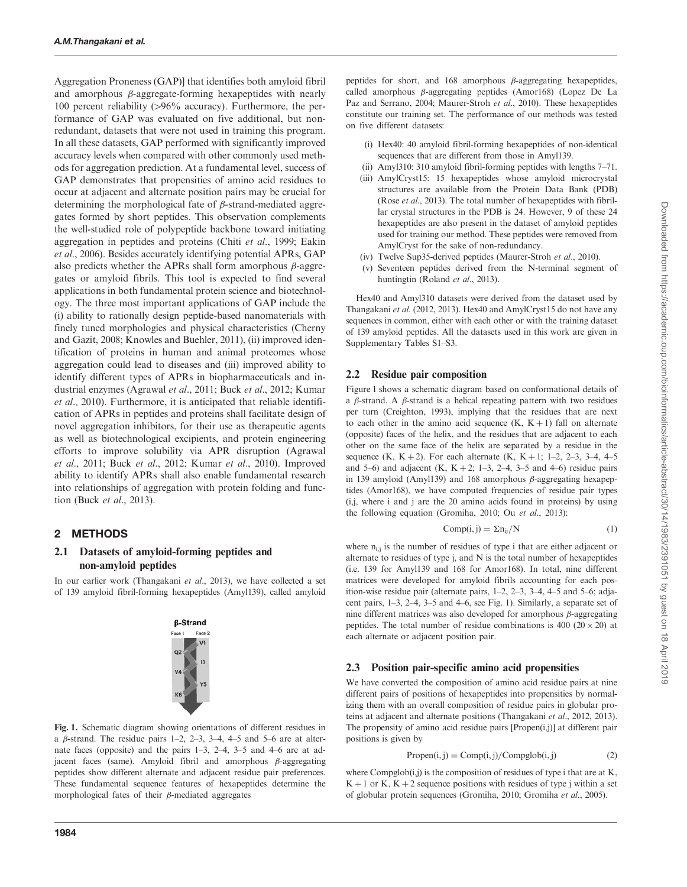Aggregation Proneness (GAP)] that identifies both amyloid fibril and amorphous β-aggregate-forming hexapeptides with nearly 100 percent reliability (>96% accuracy). Furthermore, the performance of GAP was evaluated on five additional, but non-redundant, datasets that were not used in training this program. In all these datasets, GAP performed with significantly improved accuracy levels when compared with other commonly used methods for aggregation prediction. At a fundamental level, success of GAP demonstrates that propensities of amino acid residues to occur at adjacent and alternate position pairs may be crucial for determining the morphological fate of β-strand-mediated aggregates formed by short peptides. This observation complements the well-studied role of polypeptide backbone toward initiating aggregation in peptides and proteins (Chiti *et al*., 1999; Eakin *et al*., 2006). Besides accurately identifying potential APRs, GAP also predicts whether the APRs shall form amorphous β-aggregates or amyloid fibrils. This tool is expected to find several applications in both fundamental protein science and biotechnology. The three most important applications of GAP include the (i) ability to rationally design peptide-based nanomaterials with finely tuned morphologies and physical characteristics (Cherny and Gazit, 2008; Knowles and Buehler, 2011), (ii) improved identification of proteins in human and animal proteomes whose aggregation could lead to diseases and (iii) improved ability to identify different types of APRs in biopharmaceuticals and industrial enzymes (Agrawal *et al*., 2011; Buck *et al*., 2012; Kumar *et al*., 2010). Furthermore, it is anticipated that reliable identification of APRs in peptides and proteins shall facilitate design of novel aggregation inhibitors, for their use as therapeutic agents as well as biotechnological excipients, and protein engineering efforts to improve solubility via APR disruption (Agrawal *et al*., 2011; Buck *et al*., 2012; Kumar *et al*., 2010). Improved ability to identify APRs shall also enable fundamental research into relationships of aggregation with protein folding and function (Buck *et al*., 2013).

## 2 METHODS

### 2.1 Datasets of amyloid-forming peptides and non-amyloid peptides

In our earlier work (Thangakani *et al*., 2013), we have collected a set of 139 amyloid fibril-forming hexapeptides (Amyl139), called amyloid peptides for short, and 168 amorphous β-aggregating hexapeptides, called amorphous β-aggregating peptides (Amor168) (Lopez De La Paz and Serrano, 2004; Maurer-Stroh *et al*., 2010). These hexapeptides constitute our training set. The performance of our methods was tested on five different datasets:

- (i) Hex40: 40 amyloid fibril-forming hexapeptides of non-identical sequences that are different from those in Amyl139.
- (ii) Amyl310: 310 amyloid fibril-forming peptides with lengths 7–71.
- (iii) AmylCryst15: 15 hexapeptides whose amyloid microcrystal structures are available from the Protein Data Bank (PDB) (Rose *et al*., 2013). The total number of hexapeptides with fibrillar crystal structures in the PDB is 24. However, 9 of these 24 hexapeptides are also present in the dataset of amyloid peptides used for training our method. These peptides were removed from AmylCryst for the sake of non-redundancy.
- (iv) Twelve Sup35-derived peptides (Maurer-Stroh *et al*., 2010).
- (v) Seventeen peptides derived from the N-terminal segment of huntingtin (Roland *et al*., 2013).

Hex40 and Amyl310 datasets were derived from the dataset used by Thangakani *et al*. (2012, 2013). Hex40 and AmylCryst15 do not have any sequences in common, either with each other or with the training dataset of 139 amyloid peptides. All the datasets used in this work are given in Supplementary Tables S1–S3.

Fig. 1. Schematic diagram showing orientations of different residues in a β-strand. The residue pairs 1–2, 2–3, 3–4, 4–5 and 5–6 are at alternate faces (opposite) and the pairs 1–3, 2–4, 3–5 and 4–6 are at adjacent faces (same). Amyloid fibril and amorphous β-aggregating peptides show different alternate and adjacent residue pair preferences. These fundamental sequence features of hexapeptides determine the morphological fates of their β-mediated aggregates

### 2.2 Residue pair composition

Figure 1 shows a schematic diagram based on conformational details of a β-strand. A β-strand is a helical repeating pattern with two residues per turn (Creighton, 1993), implying that the residues that are next to each other in the amino acid sequence (K, K + 1) fall on alternate (opposite) faces of the helix, and the residues that are adjacent to each other on the same face of the helix are separated by a residue in the sequence (K, K + 2). For each alternate (K, K + 1; 1–2, 2–3, 3–4, 4–5 and 5–6) and adjacent (K, K + 2; 1–3, 2–4, 3–5 and 4–6) residue pairs in 139 amyloid (Amyl139) and 168 amorphous β-aggregating hexapeptides (Amor168), we have computed frequencies of residue pair types (i,j, where i and j are the 20 amino acids found in proteins) by using the following equation (Gromiha, 2010; Ou *et al*., 2013):

$$\mathrm{Comp}(i,j) = \Sigma n_{ij}/N \tag{1}$$

where $n_{i,j}$ is the number of residues of type i that are either adjacent or alternate to residues of type j, and N is the total number of hexapeptides (i.e. 139 for Amyl139 and 168 for Amor168). In total, nine different matrices were developed for amyloid fibrils accounting for each position-wise residue pair (alternate pairs, 1–2, 2–3, 3–4, 4–5 and 5–6; adjacent pairs, 1–3, 2–4, 3–5 and 4–6, see Fig. 1). Similarly, a separate set of nine different matrices was also developed for amorphous β-aggregating peptides. The total number of residue combinations is 400 (20 × 20) at each alternate or adjacent position pair.

### 2.3 Position pair-specific amino acid propensities

We have converted the composition of amino acid residue pairs at nine different pairs of positions of hexapeptides into propensities by normalizing them with an overall composition of residue pairs in globular proteins at adjacent and alternate positions (Thangakani *et al*., 2012, 2013). The propensity of amino acid residue pairs [Propen(i,j)] at different pair positions is given by

$$\mathrm{Propen}(i,j) = \mathrm{Comp}(i,j)/\mathrm{Compglob}(i,j) \tag{2}$$

where Compglob(i,j) is the composition of residues of type i that are at K, K + 1 or K, K + 2 sequence positions with residues of type j within a set of globular protein sequences (Gromiha, 2010; Gromiha *et al*., 2005).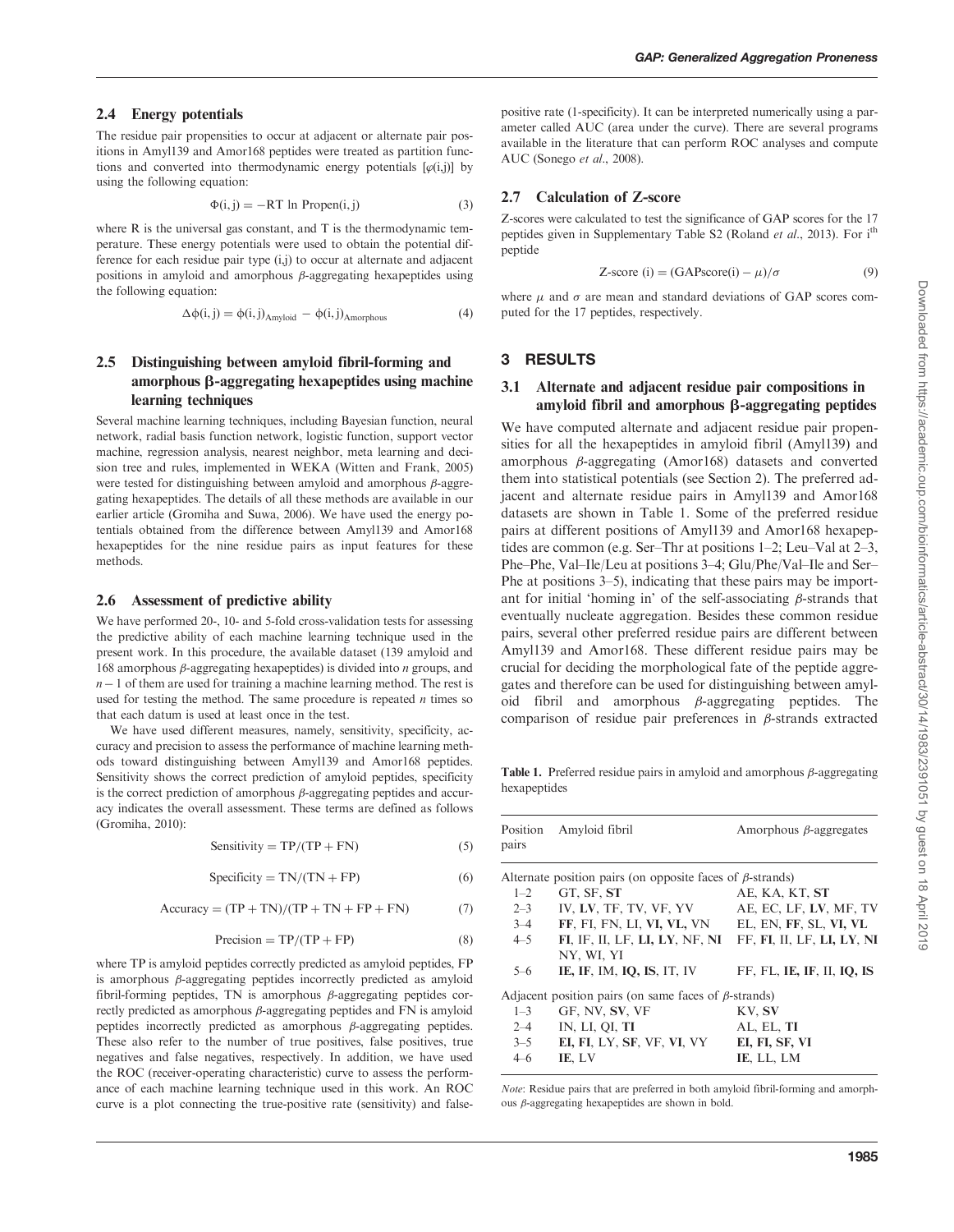### 2.4 Energy potentials

The residue pair propensities to occur at adjacent or alternate pair positions in Amyl139 and Amor168 peptides were treated as partition functions and converted into thermodynamic energy potentials [$\varphi(i,j)$] by using the following equation:

$$\Phi(i,j) = -RT \ln \text{Propen}(i,j) \tag{3}$$

where R is the universal gas constant, and T is the thermodynamic temperature. These energy potentials were used to obtain the potential difference for each residue pair type (i,j) to occur at alternate and adjacent positions in amyloid and amorphous $\beta$-aggregating hexapeptides using the following equation:

$$\Delta\phi(i,j) = \phi(i,j)_{\text{Amyloid}} - \phi(i,j)_{\text{Amorphous}} \tag{4}$$

### 2.5 Distinguishing between amyloid fibril-forming and amorphous β-aggregating hexapeptides using machine learning techniques

Several machine learning techniques, including Bayesian function, neural network, radial basis function network, logistic function, support vector machine, regression analysis, nearest neighbor, meta learning and decision tree and rules, implemented in WEKA (Witten and Frank, 2005) were tested for distinguishing between amyloid and amorphous $\beta$-aggregating hexapeptides. The details of all these methods are available in our earlier article (Gromiha and Suwa, 2006). We have used the energy potentials obtained from the difference between Amyl139 and Amor168 hexapeptides for the nine residue pairs as input features for these methods.

### 2.6 Assessment of predictive ability

We have performed 20-, 10- and 5-fold cross-validation tests for assessing the predictive ability of each machine learning technique used in the present work. In this procedure, the available dataset (139 amyloid and 168 amorphous $\beta$-aggregating hexapeptides) is divided into $n$ groups, and $n-1$ of them are used for training a machine learning method. The rest is used for testing the method. The same procedure is repeated $n$ times so that each datum is used at least once in the test.

We have used different measures, namely, sensitivity, specificity, accuracy and precision to assess the performance of machine learning methods toward distinguishing between Amyl139 and Amor168 peptides. Sensitivity shows the correct prediction of amyloid peptides, specificity is the correct prediction of amorphous $\beta$-aggregating peptides and accuracy indicates the overall assessment. These terms are defined as follows (Gromiha, 2010):

$$\text{Sensitivity} = TP/(TP + FN) \tag{5}$$

$$\text{Specificity} = TN/(TN + FP) \tag{6}$$

$$\text{Accuracy} = (TP + TN)/(TP + TN + FP + FN) \tag{7}$$

$$\text{Precision} = TP/(TP + FP) \tag{8}$$

where TP is amyloid peptides correctly predicted as amyloid peptides, FP is amorphous $\beta$-aggregating peptides incorrectly predicted as amyloid fibril-forming peptides, TN is amorphous $\beta$-aggregating peptides correctly predicted as amorphous $\beta$-aggregating peptides and FN is amyloid peptides incorrectly predicted as amorphous $\beta$-aggregating peptides. These also refer to the number of true positives, false positives, true negatives and false negatives, respectively. In addition, we have used the ROC (receiver-operating characteristic) curve to assess the performance of each machine learning technique used in this work. An ROC curve is a plot connecting the true-positive rate (sensitivity) and false-positive rate (1-specificity). It can be interpreted numerically using a parameter called AUC (area under the curve). There are several programs available in the literature that can perform ROC analyses and compute AUC (Sonego *et al*., 2008).

### 2.7 Calculation of Z-score

Z-scores were calculated to test the significance of GAP scores for the 17 peptides given in Supplementary Table S2 (Roland *et al*., 2013). For i[th] peptide

$$\text{Z-score}(i) = (\text{GAPscore}(i) - \mu)/\sigma \tag{9}$$

where $\mu$ and $\sigma$ are mean and standard deviations of GAP scores computed for the 17 peptides, respectively.

## 3 RESULTS

### 3.1 Alternate and adjacent residue pair compositions in amyloid fibril and amorphous β-aggregating peptides

We have computed alternate and adjacent residue pair propensities for all the hexapeptides in amyloid fibril (Amyl139) and amorphous $\beta$-aggregating (Amor168) datasets and converted them into statistical potentials (see Section 2). The preferred adjacent and alternate residue pairs in Amyl139 and Amor168 datasets are shown in Table 1. Some of the preferred residue pairs at different positions of Amyl139 and Amor168 hexapeptides are common (e.g. Ser–Thr at positions 1–2; Leu–Val at 2–3, Phe–Phe, Val–Ile/Leu at positions 3–4; Glu/Phe/Val–Ile and Ser–Phe at positions 3–5), indicating that these pairs may be important for initial 'homing in' of the self-associating $\beta$-strands that eventually nucleate aggregation. Besides these common residue pairs, several other preferred residue pairs are different between Amyl139 and Amor168. These different residue pairs may be crucial for deciding the morphological fate of the peptide aggregates and therefore can be used for distinguishing between amyloid fibril and amorphous $\beta$-aggregating peptides. The comparison of residue pair preferences in $\beta$-strands extracted

**Table 1.** Preferred residue pairs in amyloid and amorphous $\beta$-aggregating hexapeptides

| Position pairs | Amyloid fibril | Amorphous $\beta$-aggregates |
|---|---|---|
| Alternate position pairs (on opposite faces of $\beta$-strands) | | |
| 1–2 | GT, SF, **ST** | AE, KA, KT, **ST** |
| 2–3 | IV, **LV**, TF, TV, VF, YV | AE, EC, LF, **LV**, MF, TV |
| 3–4 | **FF**, FI, FN, LI, **VI**, **VL**, VN | EL, EN, **FF**, SL, **VI**, **VL** |
| 4–5 | **FI**, IF, II, LF, **LI**, **LY**, NF, **NI** NY, WI, YI | FF, **FI**, II, LF, **LI**, **LY**, **NI** |
| 5–6 | **IE**, **IF**, IM, **IQ**, **IS**, IT, IV | FF, FL, **IE**, **IF**, II, **IQ**, **IS** |
| Adjacent position pairs (on same faces of $\beta$-strands) | | |
| 1–3 | GF, NV, **SV**, VF | KV, **SV** |
| 2–4 | IN, LI, QI, **TI** | AL, EL, **TI** |
| 3–5 | **EI**, **FI**, LY, **SF**, VF, **VI**, VY | **EI**, **FI**, **SF**, **VI** |
| 4–6 | **IE**, LV | **IE**, LL, LM |

*Note*: Residue pairs that are preferred in both amyloid fibril-forming and amorphous $\beta$-aggregating hexapeptides are shown in bold.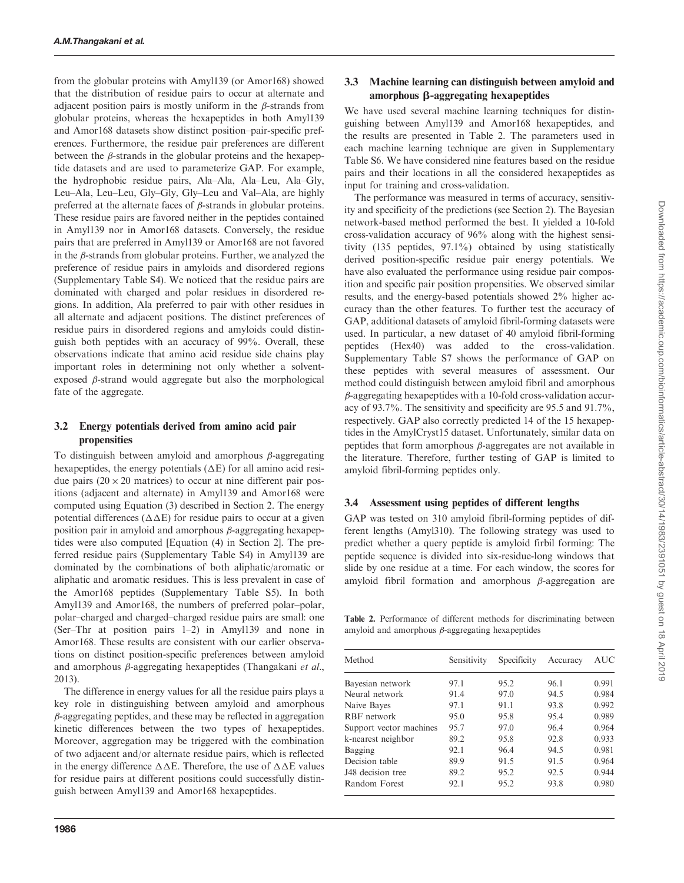from the globular proteins with Amyl139 (or Amor168) showed that the distribution of residue pairs to occur at alternate and adjacent position pairs is mostly uniform in the $\beta$-strands from globular proteins, whereas the hexapeptides in both Amyl139 and Amor168 datasets show distinct position–pair-specific preferences. Furthermore, the residue pair preferences are different between the $\beta$-strands in the globular proteins and the hexapeptide datasets and are used to parameterize GAP. For example, the hydrophobic residue pairs, Ala–Ala, Ala–Leu, Ala–Gly, Leu–Ala, Leu–Leu, Gly–Gly, Gly–Leu and Val–Ala, are highly preferred at the alternate faces of $\beta$-strands in globular proteins. These residue pairs are favored neither in the peptides contained in Amyl139 nor in Amor168 datasets. Conversely, the residue pairs that are preferred in Amyl139 or Amor168 are not favored in the $\beta$-strands from globular proteins. Further, we analyzed the preference of residue pairs in amyloids and disordered regions (Supplementary Table S4). We noticed that the residue pairs are dominated with charged and polar residues in disordered regions. In addition, Ala preferred to pair with other residues in all alternate and adjacent positions. The distinct preferences of residue pairs in disordered regions and amyloids could distinguish both peptides with an accuracy of 99%. Overall, these observations indicate that amino acid residue side chains play important roles in determining not only whether a solvent-exposed $\beta$-strand would aggregate but also the morphological fate of the aggregate.

### 3.2 Energy potentials derived from amino acid pair propensities

To distinguish between amyloid and amorphous $\beta$-aggregating hexapeptides, the energy potentials ($\Delta E$) for all amino acid residue pairs ($20 \times 20$ matrices) to occur at nine different pair positions (adjacent and alternate) in Amyl139 and Amor168 were computed using Equation (3) described in Section 2. The energy potential differences ($\Delta\Delta E$) for residue pairs to occur at a given position pair in amyloid and amorphous $\beta$-aggregating hexapeptides were also computed [Equation (4) in Section 2]. The preferred residue pairs (Supplementary Table S4) in Amyl139 are dominated by the combinations of both aliphatic/aromatic or aliphatic and aromatic residues. This is less prevalent in case of the Amor168 peptides (Supplementary Table S5). In both Amyl139 and Amor168, the numbers of preferred polar–polar, polar–charged and charged–charged residue pairs are small: one (Ser–Thr at position pairs 1–2) in Amyl139 and none in Amor168. These results are consistent with our earlier observations on distinct position-specific preferences between amyloid and amorphous $\beta$-aggregating hexapeptides (Thangakani *et al.*, 2013).

The difference in energy values for all the residue pairs plays a key role in distinguishing between amyloid and amorphous $\beta$-aggregating peptides, and these may be reflected in aggregation kinetic differences between the two types of hexapeptides. Moreover, aggregation may be triggered with the combination of two adjacent and/or alternate residue pairs, which is reflected in the energy difference $\Delta\Delta E$. Therefore, the use of $\Delta\Delta E$ values for residue pairs at different positions could successfully distinguish between Amyl139 and Amor168 hexapeptides.

### 3.3 Machine learning can distinguish between amyloid and amorphous β-aggregating hexapeptides

We have used several machine learning techniques for distinguishing between Amyl139 and Amor168 hexapeptides, and the results are presented in Table 2. The parameters used in each machine learning technique are given in Supplementary Table S6. We have considered nine features based on the residue pairs and their locations in all the considered hexapeptides as input for training and cross-validation.

The performance was measured in terms of accuracy, sensitivity and specificity of the predictions (see Section 2). The Bayesian network-based method performed the best. It yielded a 10-fold cross-validation accuracy of 96% along with the highest sensitivity (135 peptides, 97.1%) obtained by using statistically derived position-specific residue pair energy potentials. We have also evaluated the performance using residue pair composition and specific pair position propensities. We observed similar results, and the energy-based potentials showed 2% higher accuracy than the other features. To further test the accuracy of GAP, additional datasets of amyloid fibril-forming datasets were used. In particular, a new dataset of 40 amyloid fibril-forming peptides (Hex40) was added to the cross-validation. Supplementary Table S7 shows the performance of GAP on these peptides with several measures of assessment. Our method could distinguish between amyloid fibril and amorphous $\beta$-aggregating hexapeptides with a 10-fold cross-validation accuracy of 93.7%. The sensitivity and specificity are 95.5 and 91.7%, respectively. GAP also correctly predicted 14 of the 15 hexapeptides in the AmylCryst15 dataset. Unfortunately, similar data on peptides that form amorphous $\beta$-aggregates are not available in the literature. Therefore, further testing of GAP is limited to amyloid fibril-forming peptides only.

### 3.4 Assessment using peptides of different lengths

GAP was tested on 310 amyloid fibril-forming peptides of different lengths (Amyl310). The following strategy was used to predict whether a query peptide is amyloid firbil forming: The peptide sequence is divided into six-residue-long windows that slide by one residue at a time. For each window, the scores for amyloid fibril formation and amorphous $\beta$-aggregation are

**Table 2.** Performance of different methods for discriminating between amyloid and amorphous $\beta$-aggregating hexapeptides

| Method | Sensitivity | Specificity | Accuracy | AUC |
|---|---|---|---|---|
| Bayesian network | 97.1 | 95.2 | 96.1 | 0.991 |
| Neural network | 91.4 | 97.0 | 94.5 | 0.984 |
| Naive Bayes | 97.1 | 91.1 | 93.8 | 0.992 |
| RBF network | 95.0 | 95.8 | 95.4 | 0.989 |
| Support vector machines | 95.7 | 97.0 | 96.4 | 0.964 |
| k-nearest neighbor | 89.2 | 95.8 | 92.8 | 0.933 |
| Bagging | 92.1 | 96.4 | 94.5 | 0.981 |
| Decision table | 89.9 | 91.5 | 91.5 | 0.964 |
| J48 decision tree | 89.2 | 95.2 | 92.5 | 0.944 |
| Random Forest | 92.1 | 95.2 | 93.8 | 0.980 |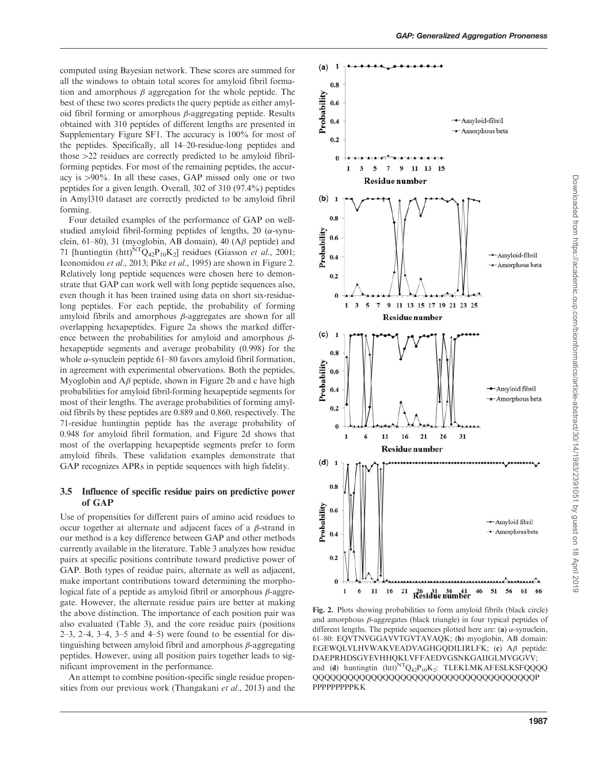computed using Bayesian network. These scores are summed for all the windows to obtain total scores for amyloid fibril formation and amorphous $\beta$ aggregation for the whole peptide. The best of these two scores predicts the query peptide as either amyloid fibril forming or amorphous $\beta$-aggregating peptide. Results obtained with 310 peptides of different lengths are presented in Supplementary Figure SF1. The accuracy is 100% for most of the peptides. Specifically, all 14–20-residue-long peptides and those >22 residues are correctly predicted to be amyloid fibril-forming peptides. For most of the remaining peptides, the accuracy is >90%. In all these cases, GAP missed only one or two peptides for a given length. Overall, 302 of 310 (97.4%) peptides in Amyl310 dataset are correctly predicted to be amyloid fibril forming.

Four detailed examples of the performance of GAP on well-studied amyloid fibril-forming peptides of lengths, 20 ($\alpha$-synuclein, 61–80), 31 (myoglobin, AB domain), 40 (A$\beta$ peptide) and 71 [huntingtin (htt)$^{NT}Q_{42}P_{10}K_2$] residues (Giasson *et al.*, 2001; Iconomidou *et al.*, 2013; Pike *et al.*, 1995) are shown in Figure 2. Relatively long peptide sequences were chosen here to demonstrate that GAP can work well with long peptide sequences also, even though it has been trained using data on short six-residue-long peptides. For each peptide, the probability of forming amyloid fibrils and amorphous $\beta$-aggregates are shown for all overlapping hexapeptides. Figure 2a shows the marked difference between the probabilities for amyloid and amorphous $\beta$-hexapeptide segments and average probability (0.998) for the whole $\alpha$-synuclein peptide 61–80 favors amyloid fibril formation, in agreement with experimental observations. Both the peptides, Myoglobin and A$\beta$ peptide, shown in Figure 2b and c have high probabilities for amyloid fibril-forming hexapeptide segments for most of their lengths. The average probabilities of forming amyloid fibrils by these peptides are 0.889 and 0.860, respectively. The 71-residue huntingtin peptide has the average probability of 0.948 for amyloid fibril formation, and Figure 2d shows that most of the overlapping hexapeptide segments prefer to form amyloid fibrils. These validation examples demonstrate that GAP recognizes APRs in peptide sequences with high fidelity.

### 3.5 Influence of specific residue pairs on predictive power of GAP

Use of propensities for different pairs of amino acid residues to occur together at alternate and adjacent faces of a $\beta$-strand in our method is a key difference between GAP and other methods currently available in the literature. Table 3 analyzes how residue pairs at specific positions contribute toward predictive power of GAP. Both types of residue pairs, alternate as well as adjacent, make important contributions toward determining the morphological fate of a peptide as amyloid fibril or amorphous $\beta$-aggregate. However, the alternate residue pairs are better at making the above distinction. The importance of each position pair was also evaluated (Table 3), and the core residue pairs (positions 2–3, 2–4, 3–4, 3–5 and 4–5) were found to be essential for distinguishing between amyloid fibril and amorphous $\beta$-aggregating peptides. However, using all position pairs together leads to significant improvement in the performance.

An attempt to combine position-specific single residue propensities from our previous work (Thangakani *et al.*, 2013) and the

**Fig. 2.** Plots showing probabilities to form amyloid fibrils (black circle) and amorphous $\beta$-aggregates (black triangle) in four typical peptides of different lengths. The peptide sequences plotted here are: (**a**) $\alpha$-synuclein, 61–80: EQVTNVGGAVVTGVTAVAQK; (**b**) myoglobin, AB domain: EGEWQLVLHVWAKVEADVAGHGQDILIRLFK; (**c**) A$\beta$ peptide: DAEPRHDSGYEVHHQKLVFFAEDVGSNKGAIIGLMVGGVV; and (**d**) huntingtin (htt)$^{NT}Q_{42}P_{10}K_2$: TLEKLMKAFESLKSFQQQQ QQQQQQQQQQQQQQQQQQQQQQQQQQQQQQQQQQQQQQP PPPPPPPPPKK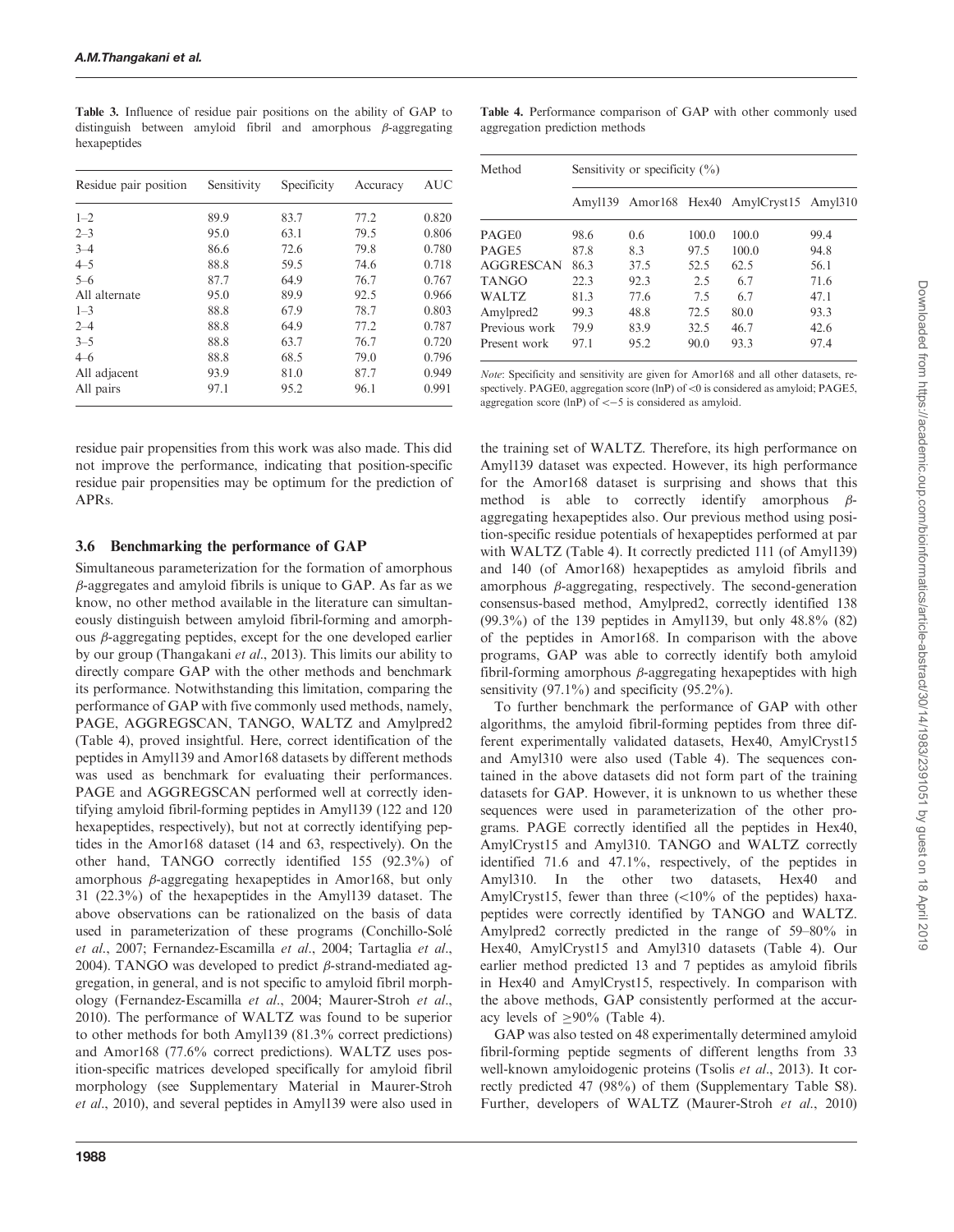**Table 3.** Influence of residue pair positions on the ability of GAP to distinguish between amyloid fibril and amorphous $\beta$-aggregating hexapeptides

| Residue pair position | Sensitivity | Specificity | Accuracy | AUC |
|---|---|---|---|---|
| 1–2 | 89.9 | 83.7 | 77.2 | 0.820 |
| 2–3 | 95.0 | 63.1 | 79.5 | 0.806 |
| 3–4 | 86.6 | 72.6 | 79.8 | 0.780 |
| 4–5 | 88.8 | 59.5 | 74.6 | 0.718 |
| 5–6 | 87.7 | 64.9 | 76.7 | 0.767 |
| All alternate | 95.0 | 89.9 | 92.5 | 0.966 |
| 1–3 | 88.8 | 67.9 | 78.7 | 0.803 |
| 2–4 | 88.8 | 64.9 | 77.2 | 0.787 |
| 3–5 | 88.8 | 63.7 | 76.7 | 0.720 |
| 4–6 | 88.8 | 68.5 | 79.0 | 0.796 |
| All adjacent | 93.9 | 81.0 | 87.7 | 0.949 |
| All pairs | 97.1 | 95.2 | 96.1 | 0.991 |

**Table 4.** Performance comparison of GAP with other commonly used aggregation prediction methods

| Method | Sensitivity or specificity (%) | | | | |
|---|---|---|---|---|---|
| | Amyl139 | Amor168 | Hex40 | AmylCryst15 | Amyl310 |
| PAGE0 | 98.6 | 0.6 | 100.0 | 100.0 | 99.4 |
| PAGE5 | 87.8 | 8.3 | 97.5 | 100.0 | 94.8 |
| AGGRESCAN | 86.3 | 37.5 | 52.5 | 62.5 | 56.1 |
| TANGO | 22.3 | 92.3 | 2.5 | 6.7 | 71.6 |
| WALTZ | 81.3 | 77.6 | 7.5 | 6.7 | 47.1 |
| Amylpred2 | 99.3 | 48.8 | 72.5 | 80.0 | 93.3 |
| Previous work | 79.9 | 83.9 | 32.5 | 46.7 | 42.6 |
| Present work | 97.1 | 95.2 | 90.0 | 93.3 | 97.4 |

*Note*: Specificity and sensitivity are given for Amor168 and all other datasets, respectively. PAGE0, aggregation score (lnP) of <0 is considered as amyloid; PAGE5, aggregation score (lnP) of <−5 is considered as amyloid.

residue pair propensities from this work was also made. This did not improve the performance, indicating that position-specific residue pair propensities may be optimum for the prediction of APRs.

### 3.6 Benchmarking the performance of GAP

Simultaneous parameterization for the formation of amorphous $\beta$-aggregates and amyloid fibrils is unique to GAP. As far as we know, no other method available in the literature can simultaneously distinguish between amyloid fibril-forming and amorphous $\beta$-aggregating peptides, except for the one developed earlier by our group (Thangakani *et al*., 2013). This limits our ability to directly compare GAP with the other methods and benchmark its performance. Notwithstanding this limitation, comparing the performance of GAP with five commonly used methods, namely, PAGE, AGGREGSCAN, TANGO, WALTZ and Amylpred2 (Table 4), proved insightful. Here, correct identification of the peptides in Amyl139 and Amor168 datasets by different methods was used as benchmark for evaluating their performances. PAGE and AGGREGSCAN performed well at correctly identifying amyloid fibril-forming peptides in Amyl139 (122 and 120 hexapeptides, respectively), but not at correctly identifying peptides in the Amor168 dataset (14 and 63, respectively). On the other hand, TANGO correctly identified 155 (92.3%) of amorphous $\beta$-aggregating hexapeptides in Amor168, but only 31 (22.3%) of the hexapeptides in the Amyl139 dataset. The above observations can be rationalized on the basis of data used in parameterization of these programs (Conchillo-Solé *et al*., 2007; Fernandez-Escamilla *et al*., 2004; Tartaglia *et al*., 2004). TANGO was developed to predict $\beta$-strand-mediated aggregation, in general, and is not specific to amyloid fibril morphology (Fernandez-Escamilla *et al*., 2004; Maurer-Stroh *et al*., 2010). The performance of WALTZ was found to be superior to other methods for both Amyl139 (81.3% correct predictions) and Amor168 (77.6% correct predictions). WALTZ uses position-specific matrices developed specifically for amyloid fibril morphology (see Supplementary Material in Maurer-Stroh *et al*., 2010), and several peptides in Amyl139 were also used in the training set of WALTZ. Therefore, its high performance on Amyl139 dataset was expected. However, its high performance for the Amor168 dataset is surprising and shows that this method is able to correctly identify amorphous $\beta$-aggregating hexapeptides also. Our previous method using position-specific residue potentials of hexapeptides performed at par with WALTZ (Table 4). It correctly predicted 111 (of Amyl139) and 140 (of Amor168) hexapeptides as amyloid fibrils and amorphous $\beta$-aggregating, respectively. The second-generation consensus-based method, Amylpred2, correctly identified 138 (99.3%) of the 139 peptides in Amyl139, but only 48.8% (82) of the peptides in Amor168. In comparison with the above programs, GAP was able to correctly identify both amyloid fibril-forming amorphous $\beta$-aggregating hexapeptides with high sensitivity (97.1%) and specificity (95.2%).

To further benchmark the performance of GAP with other algorithms, the amyloid fibril-forming peptides from three different experimentally validated datasets, Hex40, AmylCryst15 and Amyl310 were also used (Table 4). The sequences contained in the above datasets did not form part of the training datasets for GAP. However, it is unknown to us whether these sequences were used in parameterization of the other programs. PAGE correctly identified all the peptides in Hex40, AmylCryst15 and Amyl310. TANGO and WALTZ correctly identified 71.6 and 47.1%, respectively, of the peptides in Amyl310. In the other two datasets, Hex40 and AmylCryst15, fewer than three (<10% of the peptides) haxapeptides were correctly identified by TANGO and WALTZ. Amylpred2 correctly predicted in the range of 59–80% in Hex40, AmylCryst15 and Amyl310 datasets (Table 4). Our earlier method predicted 13 and 7 peptides as amyloid fibrils in Hex40 and AmylCryst15, respectively. In comparison with the above methods, GAP consistently performed at the accuracy levels of $\geq$90% (Table 4).

GAP was also tested on 48 experimentally determined amyloid fibril-forming peptide segments of different lengths from 33 well-known amyloidogenic proteins (Tsolis *et al*., 2013). It correctly predicted 47 (98%) of them (Supplementary Table S8). Further, developers of WALTZ (Maurer-Stroh *et al*., 2010)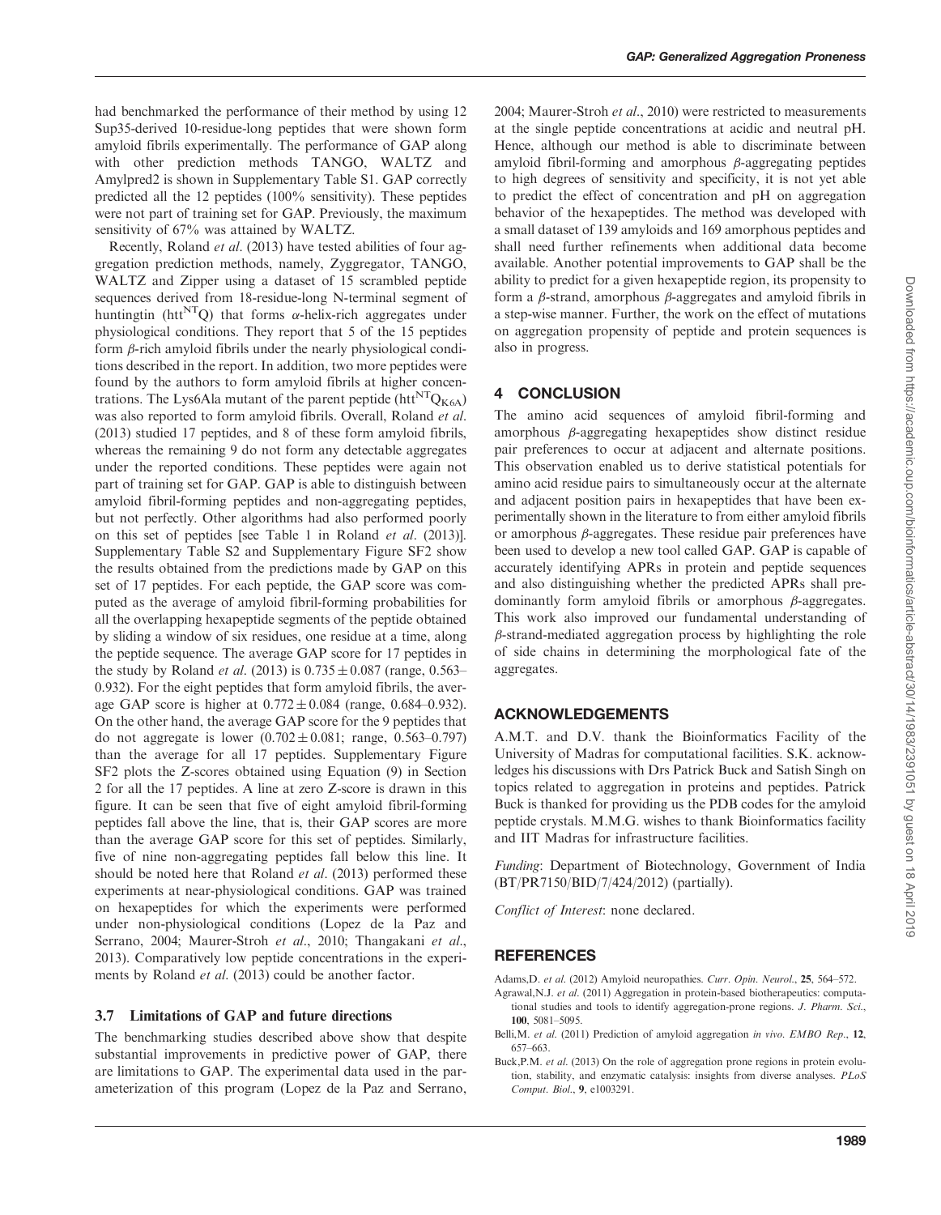had benchmarked the performance of their method by using 12 Sup35-derived 10-residue-long peptides that were shown form amyloid fibrils experimentally. The performance of GAP along with other prediction methods TANGO, WALTZ and Amylpred2 is shown in Supplementary Table S1. GAP correctly predicted all the 12 peptides (100% sensitivity). These peptides were not part of training set for GAP. Previously, the maximum sensitivity of 67% was attained by WALTZ.

Recently, Roland *et al.* (2013) have tested abilities of four aggregation prediction methods, namely, Zyggregator, TANGO, WALTZ and Zipper using a dataset of 15 scrambled peptide sequences derived from 18-residue-long N-terminal segment of huntingtin ($htt^{NT}Q$) that forms $\alpha$-helix-rich aggregates under physiological conditions. They report that 5 of the 15 peptides form $\beta$-rich amyloid fibrils under the nearly physiological conditions described in the report. In addition, two more peptides were found by the authors to form amyloid fibrils at higher concentrations. The Lys6Ala mutant of the parent peptide ($htt^{NT}Q_{K6A}$) was also reported to form amyloid fibrils. Overall, Roland *et al.* (2013) studied 17 peptides, and 8 of these form amyloid fibrils, whereas the remaining 9 do not form any detectable aggregates under the reported conditions. These peptides were again not part of training set for GAP. GAP is able to distinguish between amyloid fibril-forming peptides and non-aggregating peptides, but not perfectly. Other algorithms had also performed poorly on this set of peptides [see Table 1 in Roland *et al.* (2013)]. Supplementary Table S2 and Supplementary Figure SF2 show the results obtained from the predictions made by GAP on this set of 17 peptides. For each peptide, the GAP score was computed as the average of amyloid fibril-forming probabilities for all the overlapping hexapeptide segments of the peptide obtained by sliding a window of six residues, one residue at a time, along the peptide sequence. The average GAP score for 17 peptides in the study by Roland *et al.* (2013) is $0.735 \pm 0.087$ (range, 0.563–0.932). For the eight peptides that form amyloid fibrils, the average GAP score is higher at $0.772 \pm 0.084$ (range, 0.684–0.932). On the other hand, the average GAP score for the 9 peptides that do not aggregate is lower ($0.702 \pm 0.081$; range, 0.563–0.797) than the average for all 17 peptides. Supplementary Figure SF2 plots the Z-scores obtained using Equation (9) in Section 2 for all the 17 peptides. A line at zero Z-score is drawn in this figure. It can be seen that five of eight amyloid fibril-forming peptides fall above the line, that is, their GAP scores are more than the average GAP score for this set of peptides. Similarly, five of nine non-aggregating peptides fall below this line. It should be noted here that Roland *et al.* (2013) performed these experiments at near-physiological conditions. GAP was trained on hexapeptides for which the experiments were performed under non-physiological conditions (Lopez de la Paz and Serrano, 2004; Maurer-Stroh *et al.*, 2010; Thangakani *et al.*, 2013). Comparatively low peptide concentrations in the experiments by Roland *et al.* (2013) could be another factor.

### 3.7 Limitations of GAP and future directions

The benchmarking studies described above show that despite substantial improvements in predictive power of GAP, there are limitations to GAP. The experimental data used in the parameterization of this program (Lopez de la Paz and Serrano, 2004; Maurer-Stroh *et al.*, 2010) were restricted to measurements at the single peptide concentrations at acidic and neutral pH. Hence, although our method is able to discriminate between amyloid fibril-forming and amorphous $\beta$-aggregating peptides to high degrees of sensitivity and specificity, it is not yet able to predict the effect of concentration and pH on aggregation behavior of the hexapeptides. The method was developed with a small dataset of 139 amyloids and 169 amorphous peptides and shall need further refinements when additional data become available. Another potential improvements to GAP shall be the ability to predict for a given hexapeptide region, its propensity to form a $\beta$-strand, amorphous $\beta$-aggregates and amyloid fibrils in a step-wise manner. Further, the work on the effect of mutations on aggregation propensity of peptide and protein sequences is also in progress.

## 4 CONCLUSION

The amino acid sequences of amyloid fibril-forming and amorphous $\beta$-aggregating hexapeptides show distinct residue pair preferences to occur at adjacent and alternate positions. This observation enabled us to derive statistical potentials for amino acid residue pairs to simultaneously occur at the alternate and adjacent position pairs in hexapeptides that have been experimentally shown in the literature to from either amyloid fibrils or amorphous $\beta$-aggregates. These residue pair preferences have been used to develop a new tool called GAP. GAP is capable of accurately identifying APRs in protein and peptide sequences and also distinguishing whether the predicted APRs shall predominantly form amyloid fibrils or amorphous $\beta$-aggregates. This work also improved our fundamental understanding of $\beta$-strand-mediated aggregation process by highlighting the role of side chains in determining the morphological fate of the aggregates.

## ACKNOWLEDGEMENTS

A.M.T. and D.V. thank the Bioinformatics Facility of the University of Madras for computational facilities. S.K. acknowledges his discussions with Drs Patrick Buck and Satish Singh on topics related to aggregation in proteins and peptides. Patrick Buck is thanked for providing us the PDB codes for the amyloid peptide crystals. M.M.G. wishes to thank Bioinformatics facility and IIT Madras for infrastructure facilities.

*Funding*: Department of Biotechnology, Government of India (BT/PR7150/BID/7/424/2012) (partially).

*Conflict of Interest*: none declared.

## REFERENCES

Adams,D. *et al.* (2012) Amyloid neuropathies. *Curr. Opin. Neurol.*, **25**, 564–572.

Agrawal,N.J. *et al.* (2011) Aggregation in protein-based biotherapeutics: computational studies and tools to identify aggregation-prone regions. *J. Pharm. Sci.*, **100**, 5081–5095.

Belli,M. *et al.* (2011) Prediction of amyloid aggregation *in vivo*. *EMBO Rep.*, **12**, 657–663.

Buck,P.M. *et al.* (2013) On the role of aggregation prone regions in protein evolution, stability, and enzymatic catalysis: insights from diverse analyses. *PLoS Comput. Biol.*, **9**, e1003291.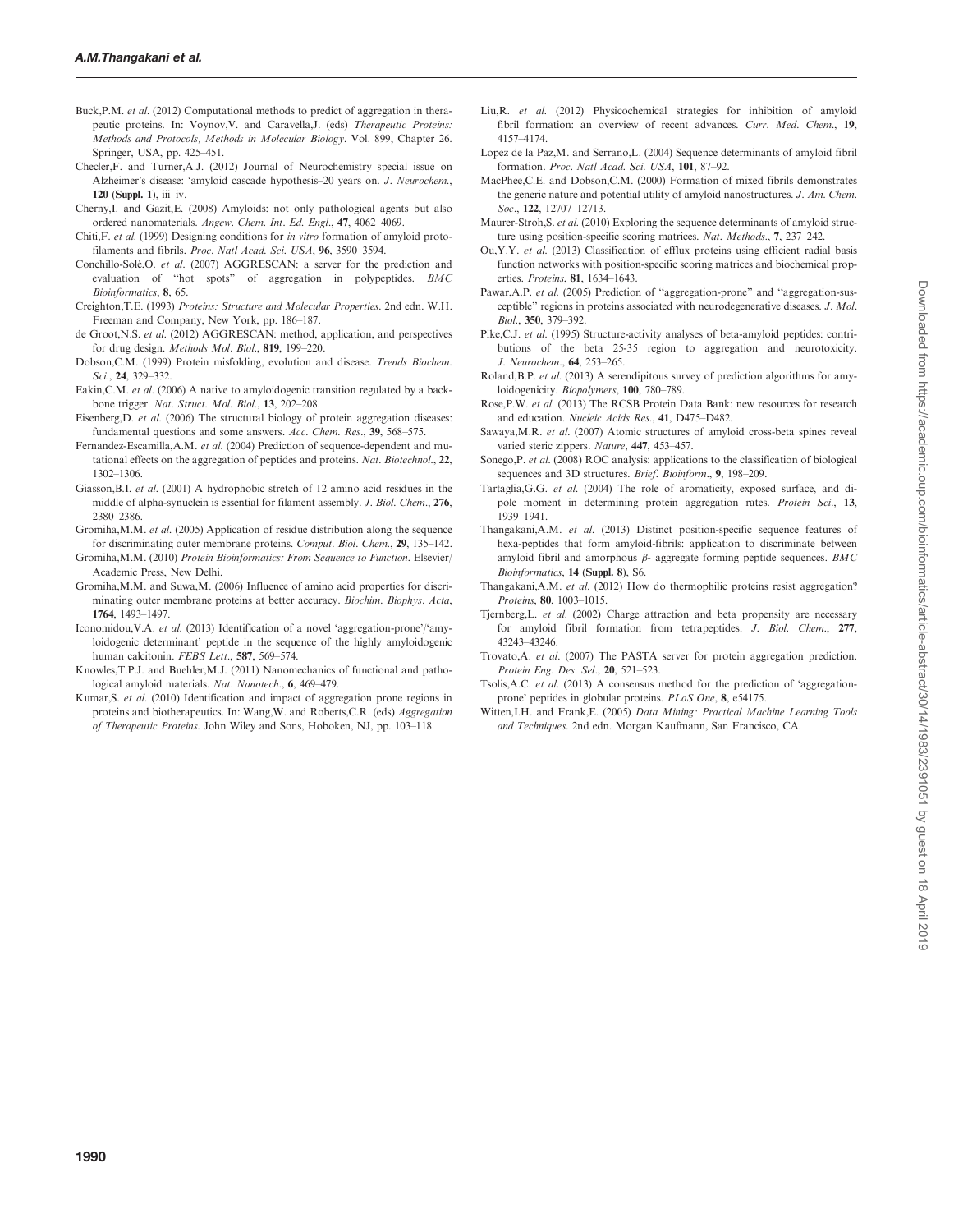Buck,P.M. *et al.* (2012) Computational methods to predict of aggregation in therapeutic proteins. In: Voynov,V. and Caravella,J. (eds) *Therapeutic Proteins: Methods and Protocols, Methods in Molecular Biology*. Vol. 899, Chapter 26. Springer, USA, pp. 425–451.

Checler,F. and Turner,A.J. (2012) Journal of Neurochemistry special issue on Alzheimer's disease: 'amyloid cascade hypothesis–20 years on. *J. Neurochem.*, **120** (**Suppl. 1**), iii–iv.

Cherny,I. and Gazit,E. (2008) Amyloids: not only pathological agents but also ordered nanomaterials. *Angew. Chem. Int. Ed. Engl.*, **47**, 4062–4069.

Chiti,F. *et al.* (1999) Designing conditions for *in vitro* formation of amyloid protofilaments and fibrils. *Proc. Natl Acad. Sci. USA*, **96**, 3590–3594.

Conchillo-Solé,O. *et al.* (2007) AGGRESCAN: a server for the prediction and evaluation of "hot spots" of aggregation in polypeptides. *BMC Bioinformatics*, **8**, 65.

Creighton,T.E. (1993) *Proteins: Structure and Molecular Properties*. 2nd edn. W.H. Freeman and Company, New York, pp. 186–187.

de Groot,N.S. *et al.* (2012) AGGRESCAN: method, application, and perspectives for drug design. *Methods Mol. Biol.*, **819**, 199–220.

Dobson,C.M. (1999) Protein misfolding, evolution and disease. *Trends Biochem. Sci.*, **24**, 329–332.

Eakin,C.M. *et al.* (2006) A native to amyloidogenic transition regulated by a backbone trigger. *Nat. Struct. Mol. Biol.*, **13**, 202–208.

Eisenberg,D. *et al.* (2006) The structural biology of protein aggregation diseases: fundamental questions and some answers. *Acc. Chem. Res.*, **39**, 568–575.

Fernandez-Escamilla,A.M. *et al.* (2004) Prediction of sequence-dependent and mutational effects on the aggregation of peptides and proteins. *Nat. Biotechnol.*, **22**, 1302–1306.

Giasson,B.I. *et al.* (2001) A hydrophobic stretch of 12 amino acid residues in the middle of alpha-synuclein is essential for filament assembly. *J. Biol. Chem.*, **276**, 2380–2386.

Gromiha,M.M. *et al.* (2005) Application of residue distribution along the sequence for discriminating outer membrane proteins. *Comput. Biol. Chem.*, **29**, 135–142.

Gromiha,M.M. (2010) *Protein Bioinformatics: From Sequence to Function*. Elsevier/Academic Press, New Delhi.

Gromiha,M.M. and Suwa,M. (2006) Influence of amino acid properties for discriminating outer membrane proteins at better accuracy. *Biochim. Biophys. Acta*, **1764**, 1493–1497.

Iconomidou,V.A. *et al.* (2013) Identification of a novel 'aggregation-prone'/'amyloidogenic determinant' peptide in the sequence of the highly amyloidogenic human calcitonin. *FEBS Lett.*, **587**, 569–574.

Knowles,T.P.J. and Buehler,M.J. (2011) Nanomechanics of functional and pathological amyloid materials. *Nat. Nanotech.*, **6**, 469–479.

Kumar,S. *et al.* (2010) Identification and impact of aggregation prone regions in proteins and biotherapeutics. In: Wang,W. and Roberts,C.R. (eds) *Aggregation of Therapeutic Proteins*. John Wiley and Sons, Hoboken, NJ, pp. 103–118.

Liu,R. *et al.* (2012) Physicochemical strategies for inhibition of amyloid fibril formation: an overview of recent advances. *Curr. Med. Chem.*, **19**, 4157–4174.

Lopez de la Paz,M. and Serrano,L. (2004) Sequence determinants of amyloid fibril formation. *Proc. Natl Acad. Sci. USA*, **101**, 87–92.

MacPhee,C.E. and Dobson,C.M. (2000) Formation of mixed fibrils demonstrates the generic nature and potential utility of amyloid nanostructures. *J. Am. Chem. Soc.*, **122**, 12707–12713.

Maurer-Stroh,S. *et al.* (2010) Exploring the sequence determinants of amyloid structure using position-specific scoring matrices. *Nat. Methods.*, **7**, 237–242.

Ou,Y.Y. *et al.* (2013) Classification of efflux proteins using efficient radial basis function networks with position-specific scoring matrices and biochemical properties. *Proteins*, **81**, 1634–1643.

Pawar,A.P. *et al.* (2005) Prediction of "aggregation-prone" and "aggregation-susceptible" regions in proteins associated with neurodegenerative diseases. *J. Mol. Biol.*, **350**, 379–392.

Pike,C.J. *et al.* (1995) Structure-activity analyses of beta-amyloid peptides: contributions of the beta 25-35 region to aggregation and neurotoxicity. *J. Neurochem.*, **64**, 253–265.

Roland,B.P. *et al.* (2013) A serendipitous survey of prediction algorithms for amyloidogenicity. *Biopolymers*, **100**, 780–789.

Rose,P.W. *et al.* (2013) The RCSB Protein Data Bank: new resources for research and education. *Nucleic Acids Res.*, **41**, D475–D482.

Sawaya,M.R. *et al.* (2007) Atomic structures of amyloid cross-beta spines reveal varied steric zippers. *Nature*, **447**, 453–457.

Sonego,P. *et al.* (2008) ROC analysis: applications to the classification of biological sequences and 3D structures. *Brief. Bioinform.*, **9**, 198–209.

Tartaglia,G.G. *et al.* (2004) The role of aromaticity, exposed surface, and dipole moment in determining protein aggregation rates. *Protein Sci.*, **13**, 1939–1941.

Thangakani,A.M. *et al.* (2013) Distinct position-specific sequence features of hexa-peptides that form amyloid-fibrils: application to discriminate between amyloid fibril and amorphous $\beta$- aggregate forming peptide sequences. *BMC Bioinformatics*, **14** (**Suppl. 8**), S6.

Thangakani,A.M. *et al.* (2012) How do thermophilic proteins resist aggregation? *Proteins*, **80**, 1003–1015.

Tjernberg,L. *et al.* (2002) Charge attraction and beta propensity are necessary for amyloid fibril formation from tetrapeptides. *J. Biol. Chem.*, **277**, 43243–43246.

Trovato,A. *et al.* (2007) The PASTA server for protein aggregation prediction. *Protein Eng. Des. Sel.*, **20**, 521–523.

Tsolis,A.C. *et al.* (2013) A consensus method for the prediction of 'aggregation-prone' peptides in globular proteins. *PLoS One*, **8**, e54175.

Witten,I.H. and Frank,E. (2005) *Data Mining: Practical Machine Learning Tools and Techniques*. 2nd edn. Morgan Kaufmann, San Francisco, CA.